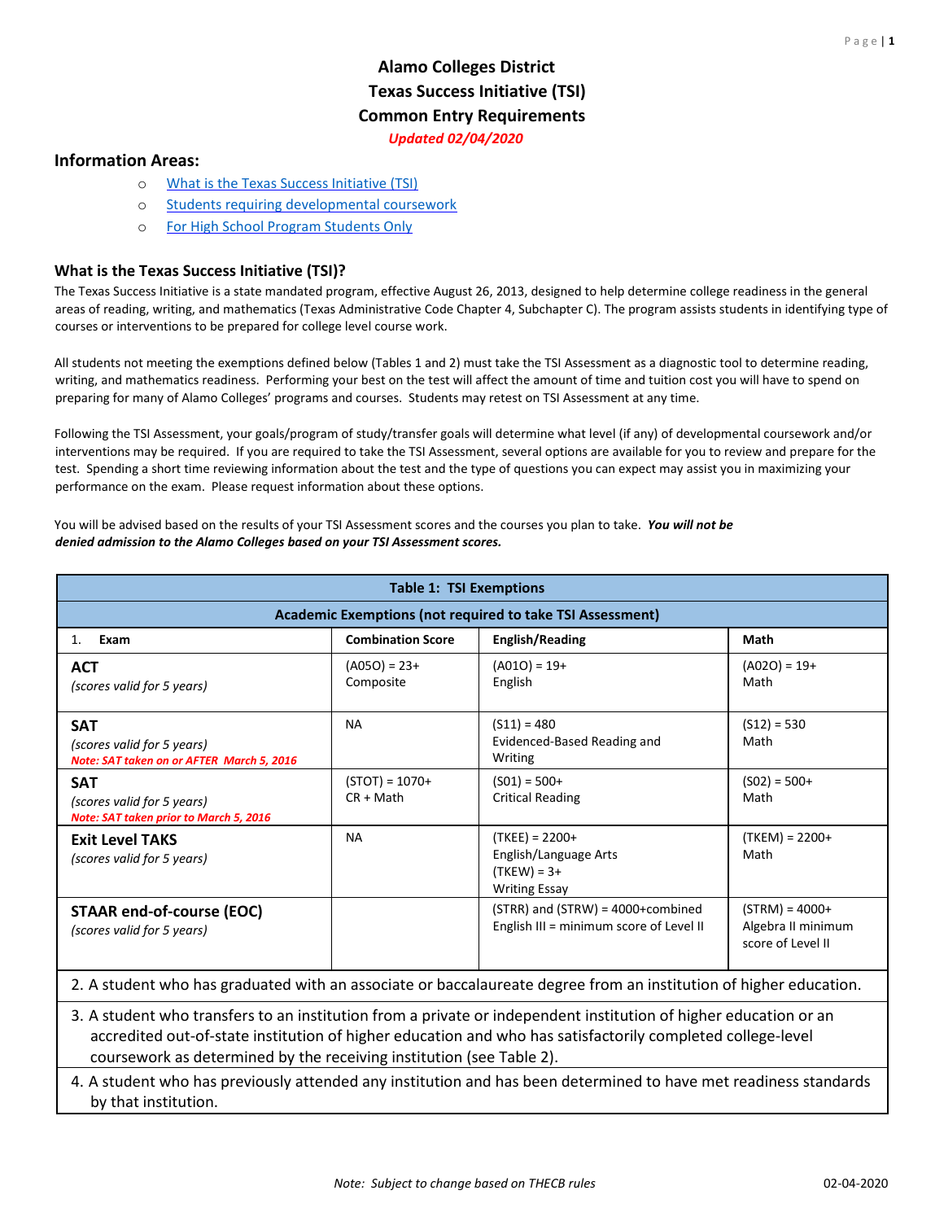# Alamo Colleges District
# Texas Success Initiative (TSI)
# Common Entry Requirements

***Updated 02/04/2020***

## Information Areas:

- What is the Texas Success Initiative (TSI)
- Students requiring developmental coursework
- For High School Program Students Only

## What is the Texas Success Initiative (TSI)?

The Texas Success Initiative is a state mandated program, effective August 26, 2013, designed to help determine college readiness in the general areas of reading, writing, and mathematics (Texas Administrative Code Chapter 4, Subchapter C). The program assists students in identifying type of courses or interventions to be prepared for college level course work.

All students not meeting the exemptions defined below (Tables 1 and 2) must take the TSI Assessment as a diagnostic tool to determine reading, writing, and mathematics readiness. Performing your best on the test will affect the amount of time and tuition cost you will have to spend on preparing for many of Alamo Colleges' programs and courses. Students may retest on TSI Assessment at any time.

Following the TSI Assessment, your goals/program of study/transfer goals will determine what level (if any) of developmental coursework and/or interventions may be required. If you are required to take the TSI Assessment, several options are available for you to review and prepare for the test. Spending a short time reviewing information about the test and the type of questions you can expect may assist you in maximizing your performance on the exam. Please request information about these options.

You will be advised based on the results of your TSI Assessment scores and the courses you plan to take. ***You will not be denied admission to the Alamo Colleges based on your TSI Assessment scores.***

| **Table 1: TSI Exemptions** | | | |
|---|---|---|---|
| **Academic Exemptions (not required to take TSI Assessment)** | | | |
| 1. **Exam** | **Combination Score** | **English/Reading** | **Math** |
| **ACT** *(scores valid for 5 years)* | (A05O) = 23+ Composite | (A01O) = 19+ English | (A02O) = 19+ Math |
| **SAT** *(scores valid for 5 years)* ***Note: SAT taken on or AFTER March 5, 2016*** | NA | (S11) = 480 Evidenced-Based Reading and Writing | (S12) = 530 Math |
| **SAT** *(scores valid for 5 years)* ***Note: SAT taken prior to March 5, 2016*** | (STOT) = 1070+ CR + Math | (S01) = 500+ Critical Reading | (S02) = 500+ Math |
| **Exit Level TAKS** *(scores valid for 5 years)* | NA | (TKEE) = 2200+ English/Language Arts (TKEW) = 3+ Writing Essay | (TKEM) = 2200+ Math |
| **STAAR end-of-course (EOC)** *(scores valid for 5 years)* | | (STRR) and (STRW) = 4000+combined English III = minimum score of Level II | (STRM) = 4000+ Algebra II minimum score of Level II |
| 2. A student who has graduated with an associate or baccalaureate degree from an institution of higher education. | | | |
| 3. A student who transfers to an institution from a private or independent institution of higher education or an accredited out-of-state institution of higher education and who has satisfactorily completed college-level coursework as determined by the receiving institution (see Table 2). | | | |
| 4. A student who has previously attended any institution and has been determined to have met readiness standards by that institution. | | | |

*Note: Subject to change based on THECB rules*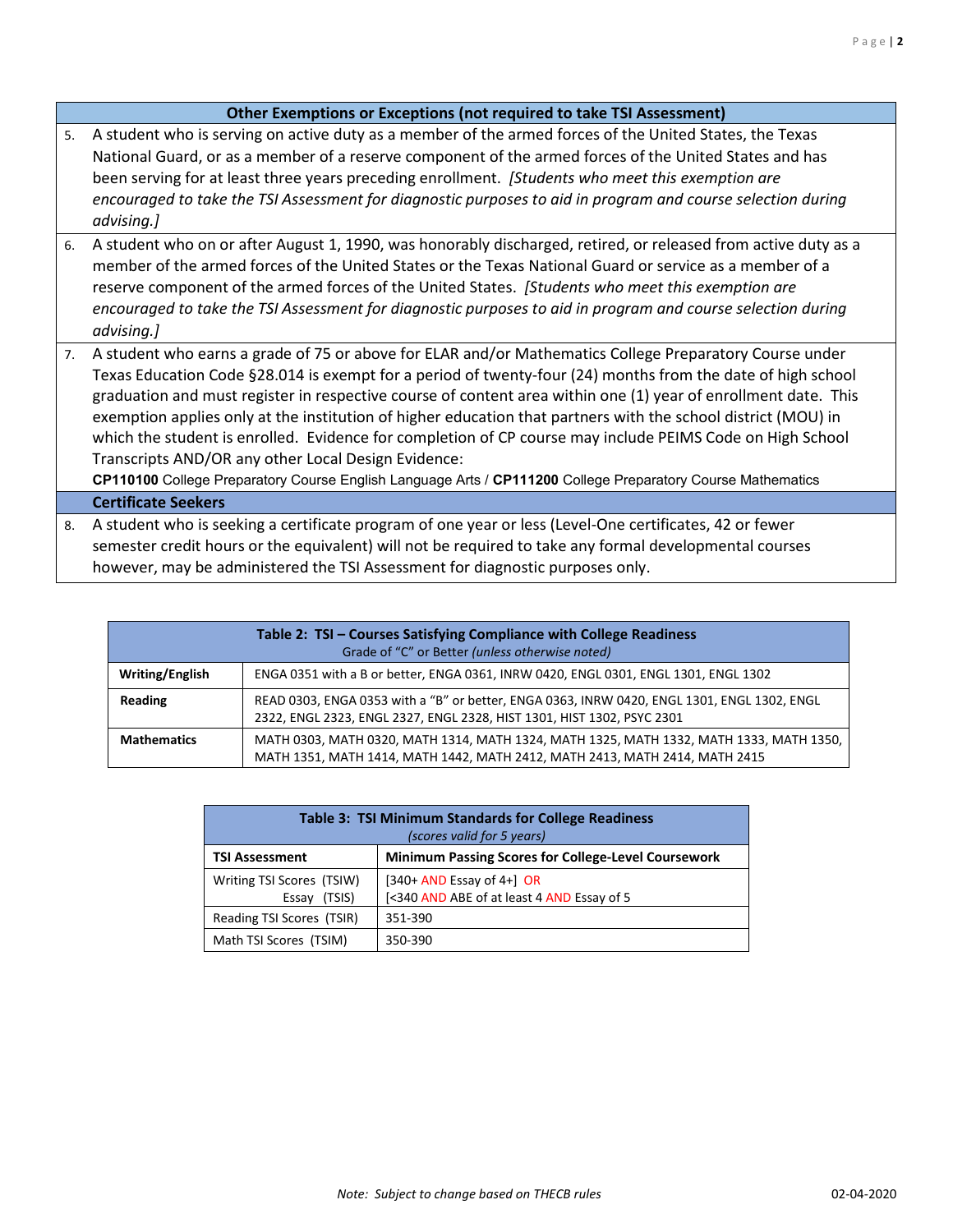| | Other Exemptions or Exceptions (not required to take TSI Assessment) |
|---|---|
| 5. | A student who is serving on active duty as a member of the armed forces of the United States, the Texas National Guard, or as a member of a reserve component of the armed forces of the United States and has been serving for at least three years preceding enrollment. *[Students who meet this exemption are encouraged to take the TSI Assessment for diagnostic purposes to aid in program and course selection during advising.]* |
| 6. | A student who on or after August 1, 1990, was honorably discharged, retired, or released from active duty as a member of the armed forces of the United States or the Texas National Guard or service as a member of a reserve component of the armed forces of the United States. *[Students who meet this exemption are encouraged to take the TSI Assessment for diagnostic purposes to aid in program and course selection during advising.]* |
| 7. | A student who earns a grade of 75 or above for ELAR and/or Mathematics College Preparatory Course under Texas Education Code §28.014 is exempt for a period of twenty-four (24) months from the date of high school graduation and must register in respective course of content area within one (1) year of enrollment date. This exemption applies only at the institution of higher education that partners with the school district (MOU) in which the student is enrolled. Evidence for completion of CP course may include PEIMS Code on High School Transcripts AND/OR any other Local Design Evidence: **CP110100** College Preparatory Course English Language Arts / **CP111200** College Preparatory Course Mathematics |
| | **Certificate Seekers** |
| 8. | A student who is seeking a certificate program of one year or less (Level-One certificates, 42 or fewer semester credit hours or the equivalent) will not be required to take any formal developmental courses however, may be administered the TSI Assessment for diagnostic purposes only. |

**Table 2: TSI – Courses Satisfying Compliance with College Readiness**
Grade of "C" or Better *(unless otherwise noted)*

| | |
|---|---|
| **Writing/English** | ENGA 0351 with a B or better, ENGA 0361, INRW 0420, ENGL 0301, ENGL 1301, ENGL 1302 |
| **Reading** | READ 0303, ENGA 0353 with a "B" or better, ENGA 0363, INRW 0420, ENGL 1301, ENGL 1302, ENGL 2322, ENGL 2323, ENGL 2327, ENGL 2328, HIST 1301, HIST 1302, PSYC 2301 |
| **Mathematics** | MATH 0303, MATH 0320, MATH 1314, MATH 1324, MATH 1325, MATH 1332, MATH 1333, MATH 1350, MATH 1351, MATH 1414, MATH 1442, MATH 2412, MATH 2413, MATH 2414, MATH 2415 |

**Table 3: TSI Minimum Standards for College Readiness**
*(scores valid for 5 years)*

| TSI Assessment | Minimum Passing Scores for College-Level Coursework |
|---|---|
| Writing TSI Scores (TSIW)<br>Essay (TSIS) | [340+ AND Essay of 4+] OR<br>[<340 AND ABE of at least 4 AND Essay of 5 |
| Reading TSI Scores (TSIR) | 351-390 |
| Math TSI Scores (TSIM) | 350-390 |

*Note: Subject to change based on THECB rules*

02-04-2020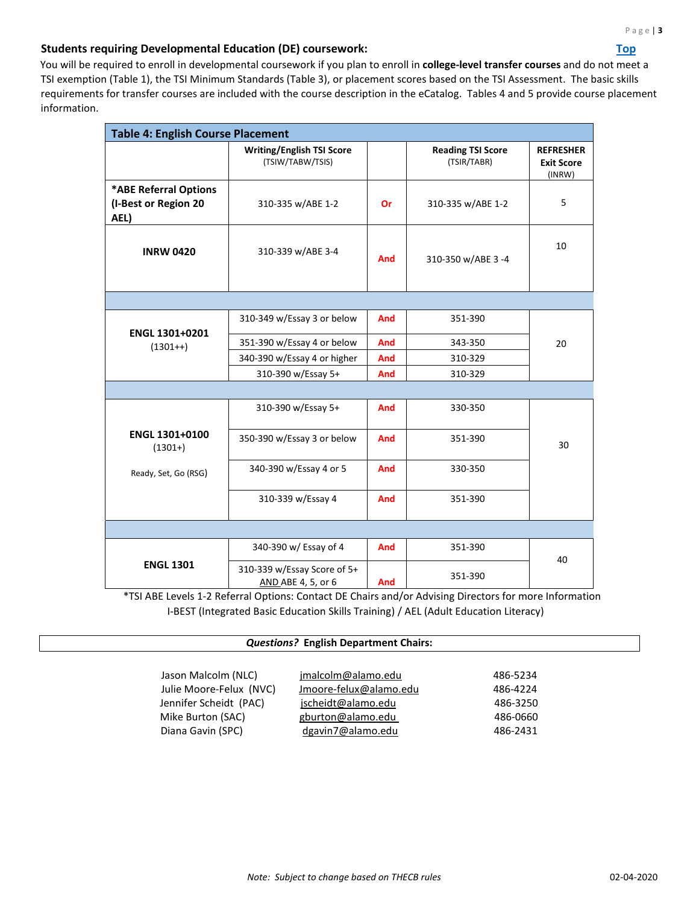### Students requiring Developmental Education (DE) coursework:

Top

You will be required to enroll in developmental coursework if you plan to enroll in **college-level transfer courses** and do not meet a TSI exemption (Table 1), the TSI Minimum Standards (Table 3), or placement scores based on the TSI Assessment. The basic skills requirements for transfer courses are included with the course description in the eCatalog. Tables 4 and 5 provide course placement information.

**Table 4: English Course Placement**

| | **Writing/English TSI Score** (TSIW/TABW/TSIS) | | **Reading TSI Score** (TSIR/TABR) | **REFRESHER Exit Score** (INRW) |
|---|---|---|---|---|
| **\*ABE Referral Options (I-Best or Region 20 AEL)** | 310-335 w/ABE 1-2 | **Or** | 310-335 w/ABE 1-2 | 5 |
| **INRW 0420** | 310-339 w/ABE 3-4 | **And** | 310-350 w/ABE 3 -4 | 10 |
| | | | | |
| **ENGL 1301+0201** (1301++) | 310-349 w/Essay 3 or below | **And** | 351-390 | 20 |
| | 351-390 w/Essay 4 or below | **And** | 343-350 | |
| | 340-390 w/Essay 4 or higher | **And** | 310-329 | |
| | 310-390 w/Essay 5+ | **And** | 310-329 | |
| | | | | |
| **ENGL 1301+0100** (1301+) Ready, Set, Go (RSG) | 310-390 w/Essay 5+ | **And** | 330-350 | 30 |
| | 350-390 w/Essay 3 or below | **And** | 351-390 | |
| | 340-390 w/Essay 4 or 5 | **And** | 330-350 | |
| | 310-339 w/Essay 4 | **And** | 351-390 | |
| | | | | |
| **ENGL 1301** | 340-390 w/ Essay of 4 | **And** | 351-390 | 40 |
| | 310-339 w/Essay Score of 5+ AND ABE 4, 5, or 6 | **And** | 351-390 | |

*TSI ABE Levels 1-2 Referral Options: Contact DE Chairs and/or Advising Directors for more Information
I-BEST (Integrated Basic Education Skills Training) / AEL (Adult Education Literacy)

***Questions?*** **English Department Chairs:**

| | | |
|---|---|---|
| Jason Malcolm (NLC) | jmalcolm@alamo.edu | 486-5234 |
| Julie Moore-Felux (NVC) | Jmoore-felux@alamo.edu | 486-4224 |
| Jennifer Scheidt (PAC) | jscheidt@alamo.edu | 486-3250 |
| Mike Burton (SAC) | gburton@alamo.edu | 486-0660 |
| Diana Gavin (SPC) | dgavin7@alamo.edu | 486-2431 |

*Note: Subject to change based on THECB rules*

02-04-2020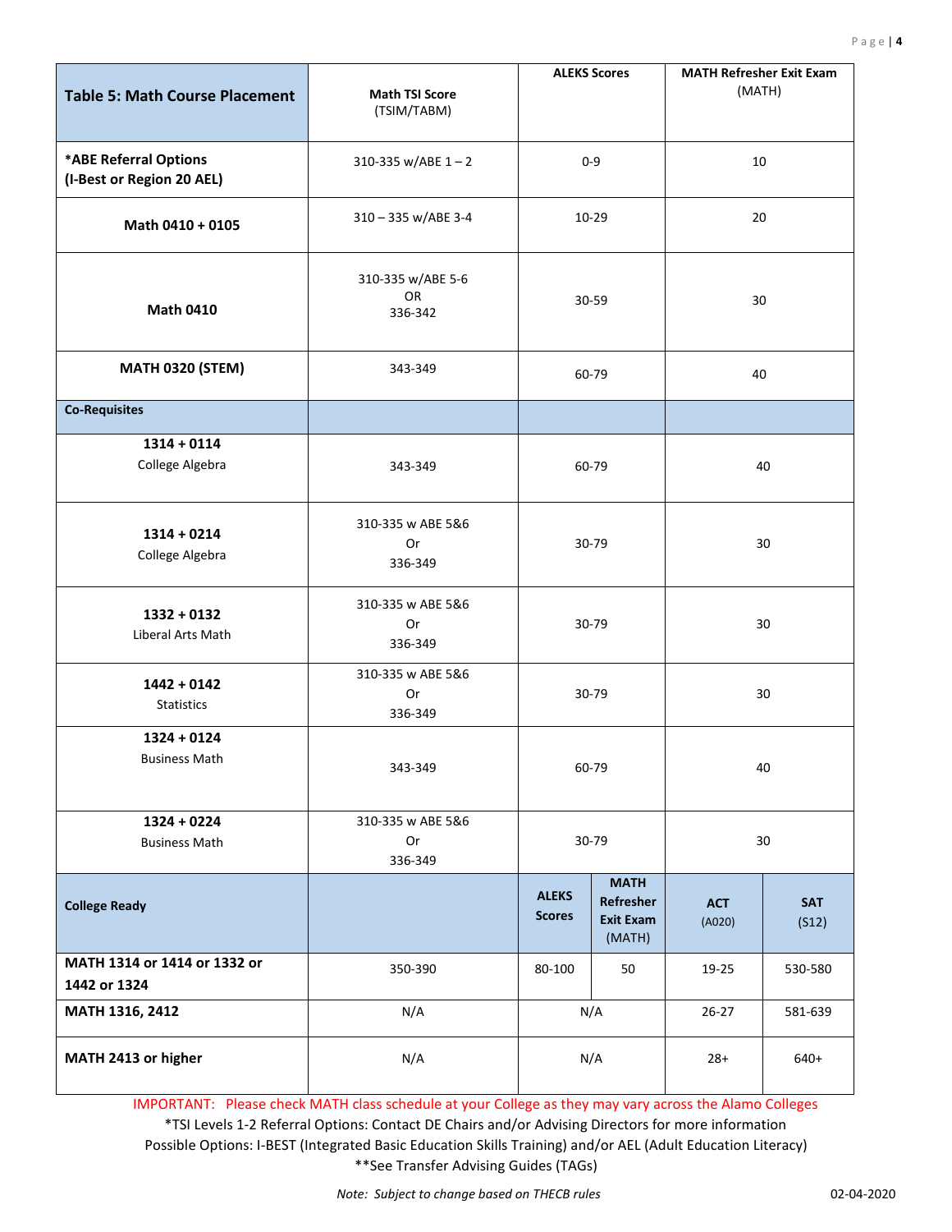| Table 5: Math Course Placement | Math TSI Score (TSIM/TABM) | ALEKS Scores | | MATH Refresher Exit Exam (MATH) | |
|---|---|---|---|---|---|
| ***ABE Referral Options (I-Best or Region 20 AEL)** | 310-335 w/ABE 1 – 2 | 0-9 | | 10 | |
| **Math 0410 + 0105** | 310 – 335 w/ABE 3-4 | 10-29 | | 20 | |
| **Math 0410** | 310-335 w/ABE 5-6 OR 336-342 | 30-59 | | 30 | |
| **MATH 0320 (STEM)** | 343-349 | 60-79 | | 40 | |
| **Co-Requisites** | | | | | |
| **1314 + 0114** College Algebra | 343-349 | 60-79 | | 40 | |
| **1314 + 0214** College Algebra | 310-335 w ABE 5&6 Or 336-349 | 30-79 | | 30 | |
| **1332 + 0132** Liberal Arts Math | 310-335 w ABE 5&6 Or 336-349 | 30-79 | | 30 | |
| **1442 + 0142** Statistics | 310-335 w ABE 5&6 Or 336-349 | 30-79 | | 30 | |
| **1324 + 0124** Business Math | 343-349 | 60-79 | | 40 | |
| **1324 + 0224** Business Math | 310-335 w ABE 5&6 Or 336-349 | 30-79 | | 30 | |
| **College Ready** | | **ALEKS Scores** | **MATH Refresher Exit Exam** (MATH) | **ACT** (A020) | **SAT** (S12) |
| **MATH 1314 or 1414 or 1332 or 1442 or 1324** | 350-390 | 80-100 | 50 | 19-25 | 530-580 |
| **MATH 1316, 2412** | N/A | N/A | | 26-27 | 581-639 |
| **MATH 2413 or higher** | N/A | N/A | | 28+ | 640+ |

IMPORTANT: Please check MATH class schedule at your College as they may vary across the Alamo Colleges

*TSI Levels 1-2 Referral Options: Contact DE Chairs and/or Advising Directors for more information

Possible Options: I-BEST (Integrated Basic Education Skills Training) and/or AEL (Adult Education Literacy)

**See Transfer Advising Guides (TAGs)

*Note: Subject to change based on THECB rules*

02-04-2020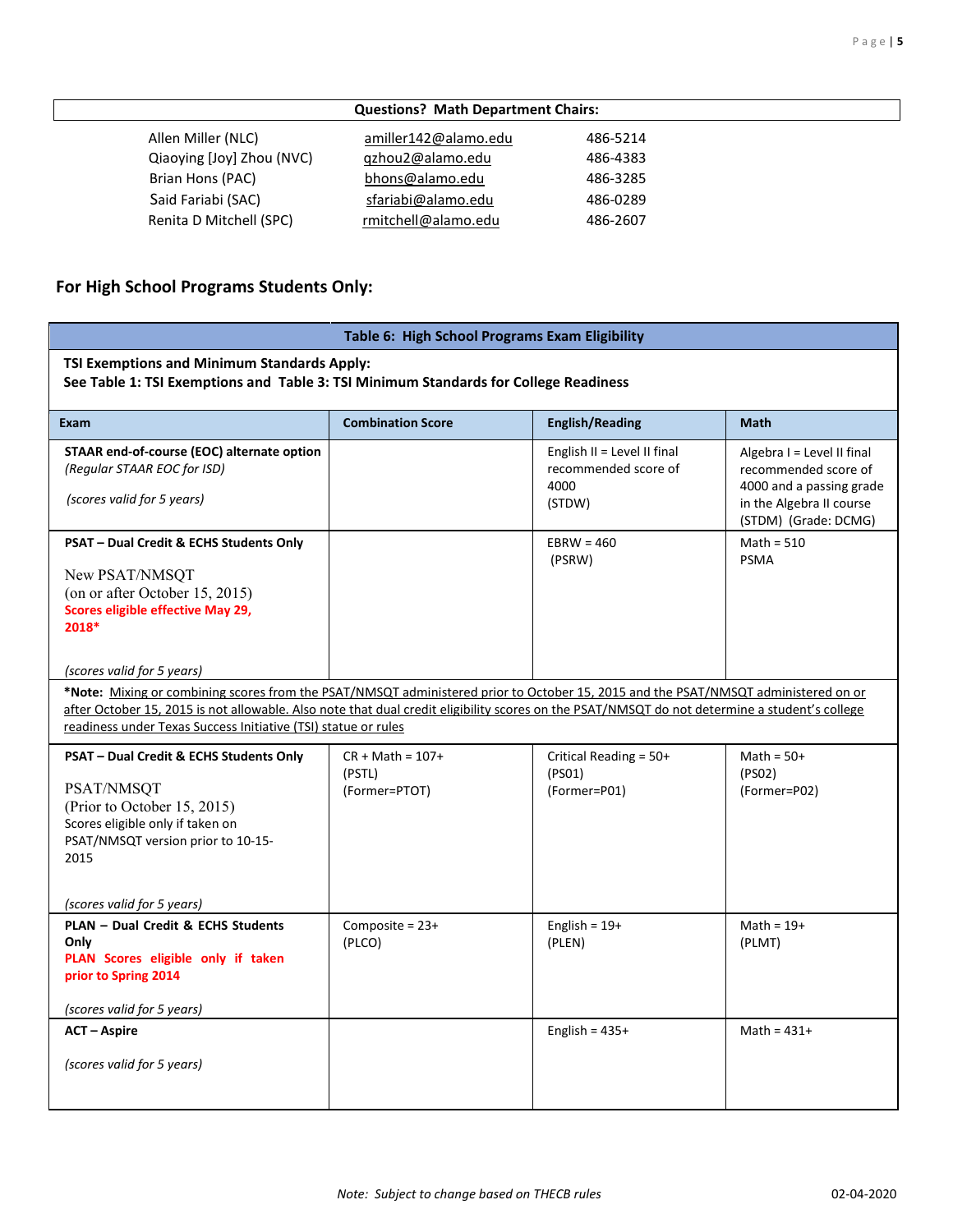| Questions? Math Department Chairs: | | |
|---|---|---|
| Allen Miller (NLC) | amiller142@alamo.edu | 486-5214 |
| Qiaoying [Joy] Zhou (NVC) | qzhou2@alamo.edu | 486-4383 |
| Brian Hons (PAC) | bhons@alamo.edu | 486-3285 |
| Said Fariabi (SAC) | sfariabi@alamo.edu | 486-0289 |
| Renita D Mitchell (SPC) | rmitchell@alamo.edu | 486-2607 |

## For High School Programs Students Only:

**Table 6: High School Programs Exam Eligibility**

**TSI Exemptions and Minimum Standards Apply:**
**See Table 1: TSI Exemptions and Table 3: TSI Minimum Standards for College Readiness**

| Exam | Combination Score | English/Reading | Math |
|---|---|---|---|
| **STAAR end-of-course (EOC) alternate option** *(Regular STAAR EOC for ISD)* *(scores valid for 5 years)* | | English II = Level II final recommended score of 4000 (STDW) | Algebra I = Level II final recommended score of 4000 and a passing grade in the Algebra II course (STDM) (Grade: DCMG) |
| **PSAT – Dual Credit & ECHS Students Only** New PSAT/NMSQT (on or after October 15, 2015) **Scores eligible effective May 29, 2018*** *(scores valid for 5 years)* | | EBRW = 460 (PSRW) | Math = 510 PSMA |
| **PSAT – Dual Credit & ECHS Students Only** PSAT/NMSQT (Prior to October 15, 2015) Scores eligible only if taken on PSAT/NMSQT version prior to 10-15-2015 *(scores valid for 5 years)* | CR + Math = 107+ (PSTL) (Former=PTOT) | Critical Reading = 50+ (PS01) (Former=P01) | Math = 50+ (PS02) (Former=P02) |
| **PLAN – Dual Credit & ECHS Students Only** **PLAN Scores eligible only if taken prior to Spring 2014** *(scores valid for 5 years)* | Composite = 23+ (PLCO) | English = 19+ (PLEN) | Math = 19+ (PLMT) |
| **ACT – Aspire** *(scores valid for 5 years)* | | English = 435+ | Math = 431+ |

***Note:** Mixing or combining scores from the PSAT/NMSQT administered prior to October 15, 2015 and the PSAT/NMSQT administered on or after October 15, 2015 is not allowable. Also note that dual credit eligibility scores on the PSAT/NMSQT do not determine a student's college readiness under Texas Success Initiative (TSI) statue or rules

*Note: Subject to change based on THECB rules*

02-04-2020